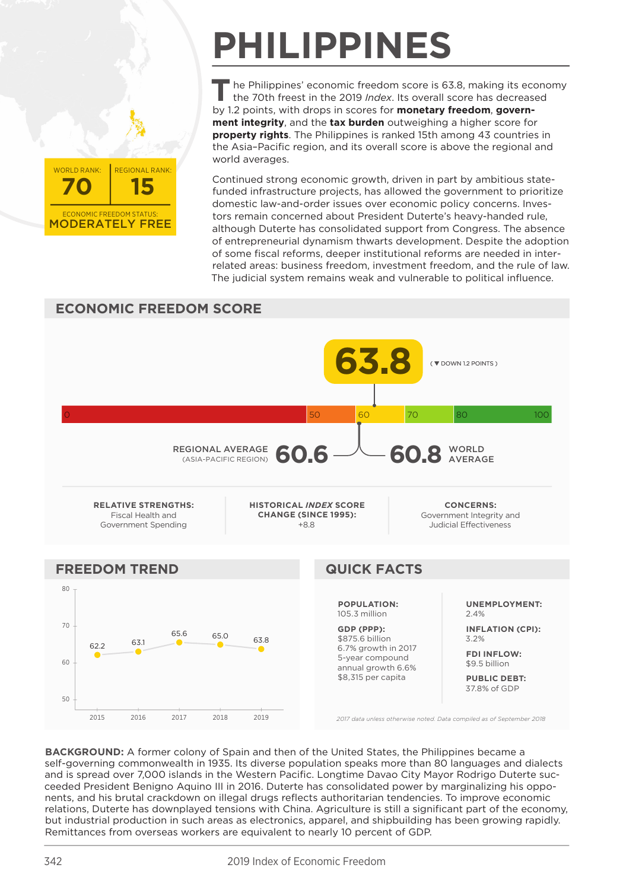# PHILIPPINES

WORLD RANK: **70** | REGIONAL RANK: **15**

ECONOMIC FREEDOM STATUS: **MODERATELY FREE**

The Philippines' economic freedom score is 63.8, making its economy the 70th freest in the 2019 *Index*. Its overall score has decreased by 1.2 points, with drops in scores for **monetary freedom**, **government integrity**, and the **tax burden** outweighing a higher score for **property rights**. The Philippines is ranked 15th among 43 countries in the Asia–Pacific region, and its overall score is above the regional and world averages.

Continued strong economic growth, driven in part by ambitious state-funded infrastructure projects, has allowed the government to prioritize domestic law-and-order issues over economic policy concerns. Investors remain concerned about President Duterte's heavy-handed rule, although Duterte has consolidated support from Congress. The absence of entrepreneurial dynamism thwarts development. Despite the adoption of some fiscal reforms, deeper institutional reforms are needed in interrelated areas: business freedom, investment freedom, and the rule of law. The judicial system remains weak and vulnerable to political influence.

## ECONOMIC FREEDOM SCORE

**63.8** (▼ DOWN 1.2 POINTS)

0 | 50 | 60 | 70 | 80 | 100

REGIONAL AVERAGE (ASIA-PACIFIC REGION) **60.6** — **60.8** WORLD AVERAGE

**RELATIVE STRENGTHS:** Fiscal Health and Government Spending

**HISTORICAL *INDEX* SCORE CHANGE (SINCE 1995):** +8.8

**CONCERNS:** Government Integrity and Judicial Effectiveness

## FREEDOM TREND

| Year | 2015 | 2016 | 2017 | 2018 | 2019 |
|---|---|---|---|---|---|
| Score | 62.2 | 63.1 | 65.6 | 65.0 | 63.8 |

## QUICK FACTS

**POPULATION:** 105.3 million

**GDP (PPP):** $875.6 billion
6.7% growth in 2017
5-year compound annual growth 6.6%
$8,315 per capita

**UNEMPLOYMENT:** 2.4%

**INFLATION (CPI):** 3.2%

**FDI INFLOW:** $9.5 billion

**PUBLIC DEBT:** 37.8% of GDP

*2017 data unless otherwise noted. Data compiled as of September 2018*

**BACKGROUND:** A former colony of Spain and then of the United States, the Philippines became a self-governing commonwealth in 1935. Its diverse population speaks more than 80 languages and dialects and is spread over 7,000 islands in the Western Pacific. Longtime Davao City Mayor Rodrigo Duterte succeeded President Benigno Aquino III in 2016. Duterte has consolidated power by marginalizing his opponents, and his brutal crackdown on illegal drugs reflects authoritarian tendencies. To improve economic relations, Duterte has downplayed tensions with China. Agriculture is still a significant part of the economy, but industrial production in such areas as electronics, apparel, and shipbuilding has been growing rapidly. Remittances from overseas workers are equivalent to nearly 10 percent of GDP.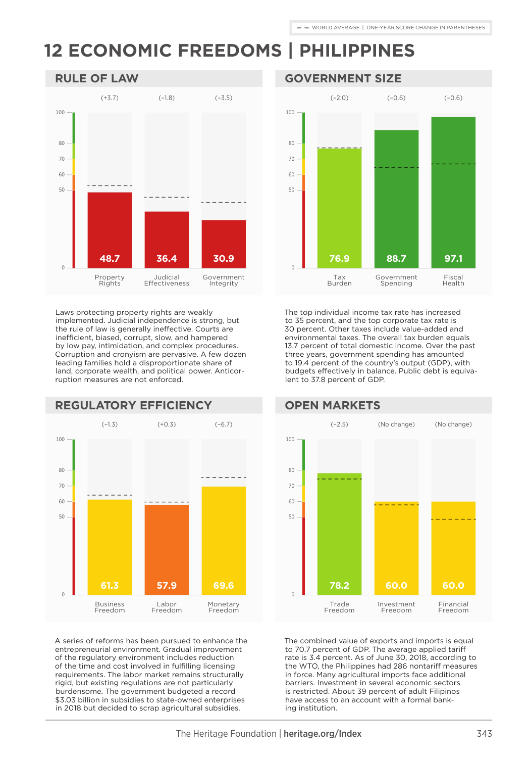— — WORLD AVERAGE | ONE-YEAR SCORE CHANGE IN PARENTHESES

# 12 ECONOMIC FREEDOMS | PHILIPPINES

## RULE OF LAW

(+3.7) (–1.8) (–3.5)

100
80
70
60
50
0

48.7 Property Rights

36.4 Judicial Effectiveness

30.9 Government Integrity

Laws protecting property rights are weakly implemented. Judicial independence is strong, but the rule of law is generally ineffective. Courts are inefficient, biased, corrupt, slow, and hampered by low pay, intimidation, and complex procedures. Corruption and cronyism are pervasive. A few dozen leading families hold a disproportionate share of land, corporate wealth, and political power. Anticorruption measures are not enforced.

## GOVERNMENT SIZE

(–2.0) (–0.6) (–0.6)

100
80
70
60
50
0

76.9 Tax Burden

88.7 Government Spending

97.1 Fiscal Health

The top individual income tax rate has increased to 35 percent, and the top corporate tax rate is 30 percent. Other taxes include value-added and environmental taxes. The overall tax burden equals 13.7 percent of total domestic income. Over the past three years, government spending has amounted to 19.4 percent of the country's output (GDP), with budgets effectively in balance. Public debt is equivalent to 37.8 percent of GDP.

## REGULATORY EFFICIENCY

(–1.3) (+0.3) (–6.7)

100
80
70
60
50
0

61.3 Business Freedom

57.9 Labor Freedom

69.6 Monetary Freedom

A series of reforms has been pursued to enhance the entrepreneurial environment. Gradual improvement of the regulatory environment includes reduction of the time and cost involved in fulfilling licensing requirements. The labor market remains structurally rigid, but existing regulations are not particularly burdensome. The government budgeted a record $3.03 billion in subsidies to state-owned enterprises in 2018 but decided to scrap agricultural subsidies.

## OPEN MARKETS

(–2.5) (No change) (No change)

100
80
70
60
50
0

78.2 Trade Freedom

60.0 Investment Freedom

60.0 Financial Freedom

The combined value of exports and imports is equal to 70.7 percent of GDP. The average applied tariff rate is 3.4 percent. As of June 30, 2018, according to the WTO, the Philippines had 286 nontariff measures in force. Many agricultural imports face additional barriers. Investment in several economic sectors is restricted. About 39 percent of adult Filipinos have access to an account with a formal banking institution.